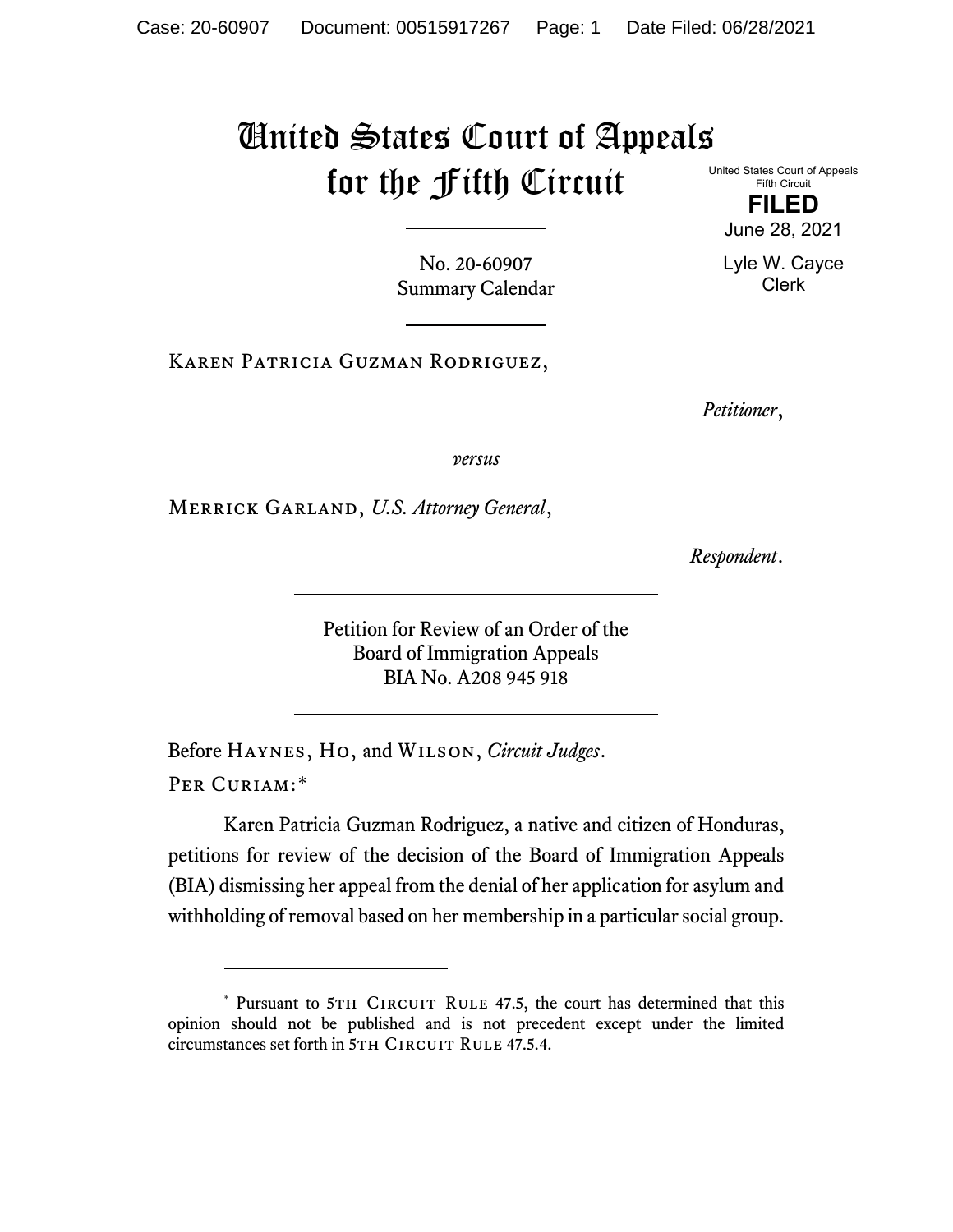# United States Court of Appeals for the Fifth Circuit

United States Court of Appeals
Fifth Circuit

**FILED**

June 28, 2021

Lyle W. Cayce
Clerk

No. 20-60907
Summary Calendar

---

Karen Patricia Guzman Rodriguez,

*Petitioner*,

*versus*

Merrick Garland, *U.S. Attorney General*,

*Respondent*.

---

Petition for Review of an Order of the
Board of Immigration Appeals
BIA No. A208 945 918

---

Before Haynes, Ho, and Wilson, *Circuit Judges*.

Per Curiam:*

Karen Patricia Guzman Rodriguez, a native and citizen of Honduras, petitions for review of the decision of the Board of Immigration Appeals (BIA) dismissing her appeal from the denial of her application for asylum and withholding of removal based on her membership in a particular social group.

---

\* Pursuant to 5th Circuit Rule 47.5, the court has determined that this opinion should not be published and is not precedent except under the limited circumstances set forth in 5th Circuit Rule 47.5.4.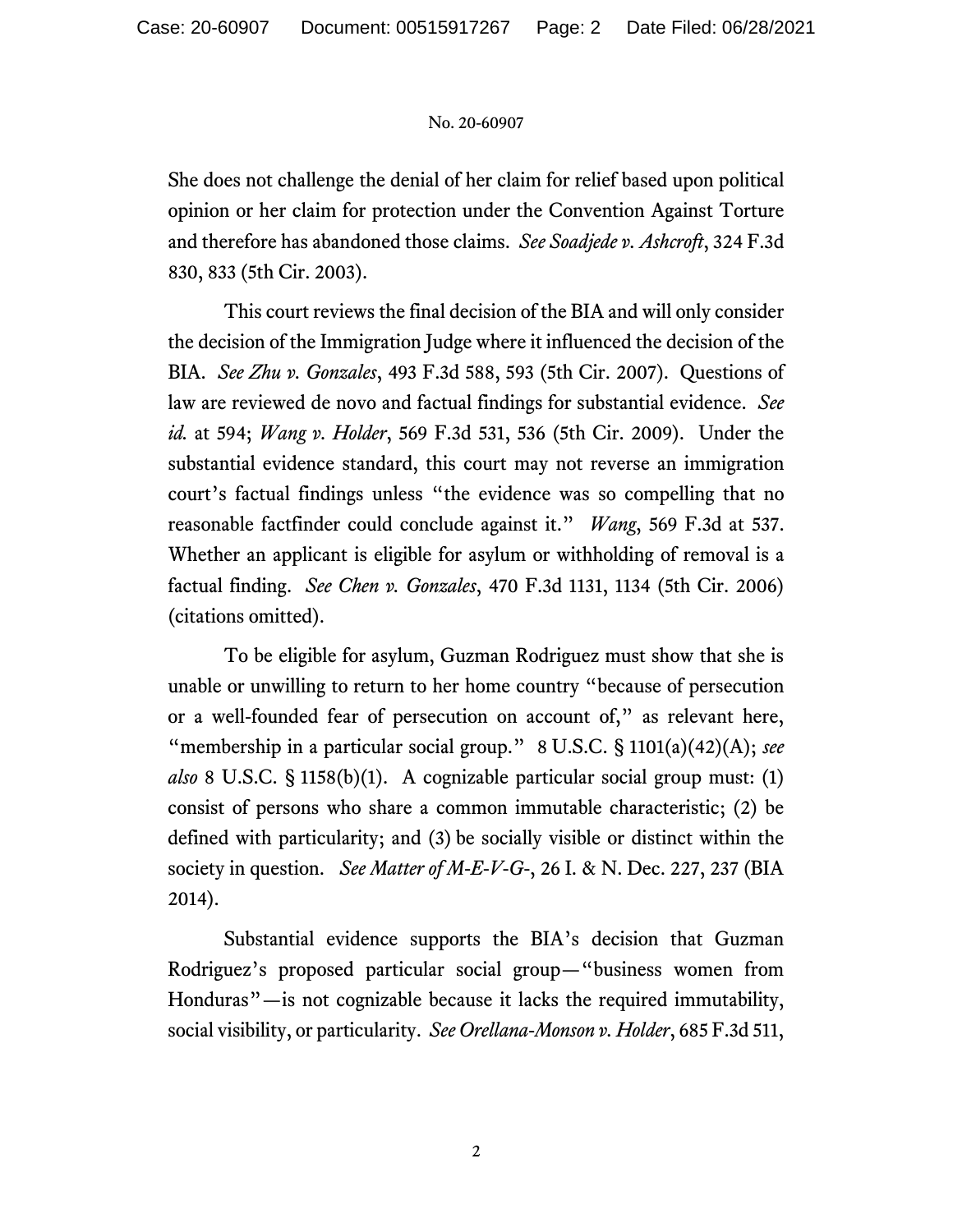She does not challenge the denial of her claim for relief based upon political opinion or her claim for protection under the Convention Against Torture and therefore has abandoned those claims. *See Soadjede v. Ashcroft*, 324 F.3d 830, 833 (5th Cir. 2003).

This court reviews the final decision of the BIA and will only consider the decision of the Immigration Judge where it influenced the decision of the BIA. *See Zhu v. Gonzales*, 493 F.3d 588, 593 (5th Cir. 2007). Questions of law are reviewed de novo and factual findings for substantial evidence. *See id.* at 594; *Wang v. Holder*, 569 F.3d 531, 536 (5th Cir. 2009). Under the substantial evidence standard, this court may not reverse an immigration court's factual findings unless "the evidence was so compelling that no reasonable factfinder could conclude against it." *Wang*, 569 F.3d at 537. Whether an applicant is eligible for asylum or withholding of removal is a factual finding. *See Chen v. Gonzales*, 470 F.3d 1131, 1134 (5th Cir. 2006) (citations omitted).

To be eligible for asylum, Guzman Rodriguez must show that she is unable or unwilling to return to her home country "because of persecution or a well-founded fear of persecution on account of," as relevant here, "membership in a particular social group." 8 U.S.C. § 1101(a)(42)(A); *see also* 8 U.S.C. § 1158(b)(1). A cognizable particular social group must: (1) consist of persons who share a common immutable characteristic; (2) be defined with particularity; and (3) be socially visible or distinct within the society in question. *See Matter of M-E-V-G-*, 26 I. & N. Dec. 227, 237 (BIA 2014).

Substantial evidence supports the BIA's decision that Guzman Rodriguez's proposed particular social group—"business women from Honduras"—is not cognizable because it lacks the required immutability, social visibility, or particularity. *See Orellana-Monson v. Holder*, 685 F.3d 511,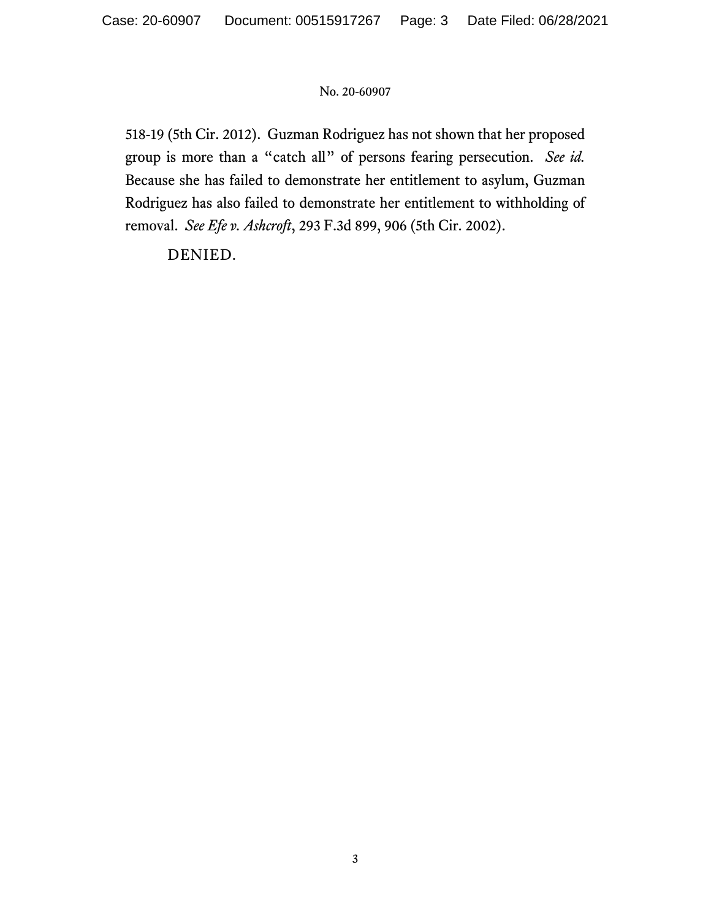518-19 (5th Cir. 2012). Guzman Rodriguez has not shown that her proposed group is more than a "catch all" of persons fearing persecution. *See id.* Because she has failed to demonstrate her entitlement to asylum, Guzman Rodriguez has also failed to demonstrate her entitlement to withholding of removal. *See Efe v. Ashcroft*, 293 F.3d 899, 906 (5th Cir. 2002).

DENIED.